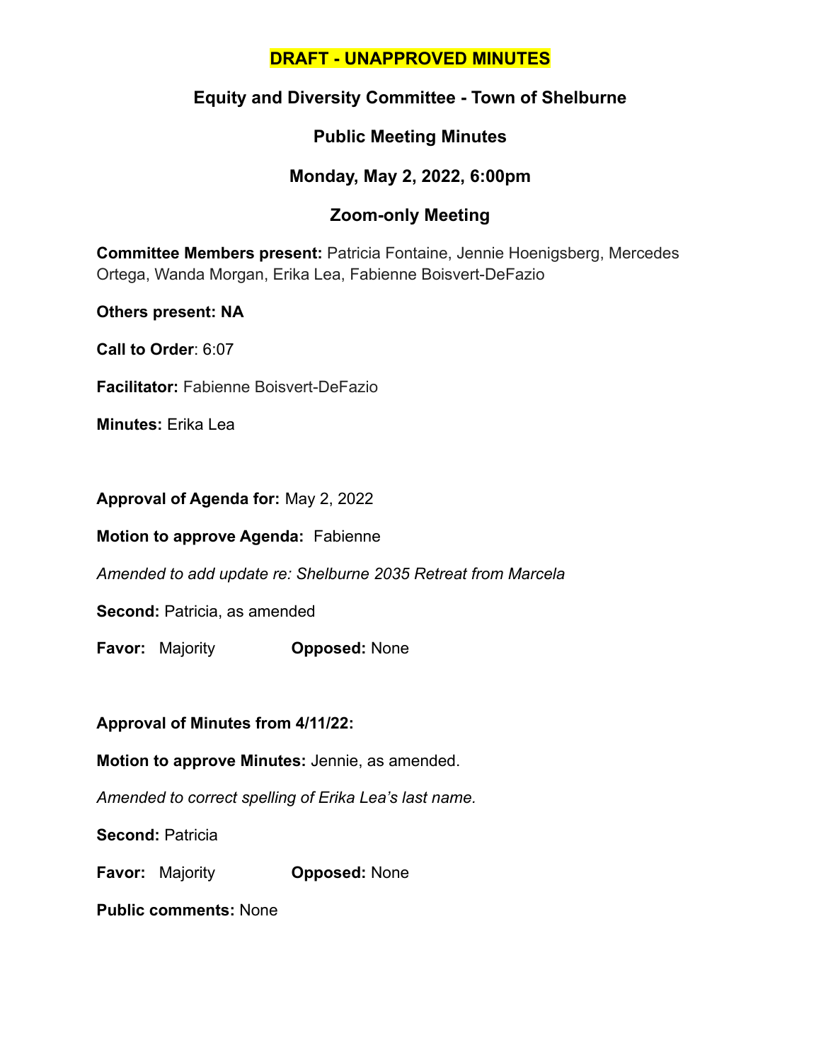**DRAFT - UNAPPROVED MINUTES**

## Equity and Diversity Committee - Town of Shelburne

### Public Meeting Minutes

### Monday, May 2, 2022, 6:00pm

### Zoom-only Meeting

**Committee Members present:** Patricia Fontaine, Jennie Hoenigsberg, Mercedes Ortega, Wanda Morgan, Erika Lea, Fabienne Boisvert-DeFazio

**Others present: NA**

**Call to Order**: 6:07

**Facilitator:** Fabienne Boisvert-DeFazio

**Minutes:** Erika Lea

**Approval of Agenda for:** May 2, 2022

**Motion to approve Agenda:** Fabienne

*Amended to add update re: Shelburne 2035 Retreat from Marcela*

**Second:** Patricia, as amended

**Favor:** Majority **Opposed:** None

**Approval of Minutes from 4/11/22:**

**Motion to approve Minutes:** Jennie, as amended.

*Amended to correct spelling of Erika Lea's last name.*

**Second:** Patricia

**Favor:** Majority **Opposed:** None

**Public comments:** None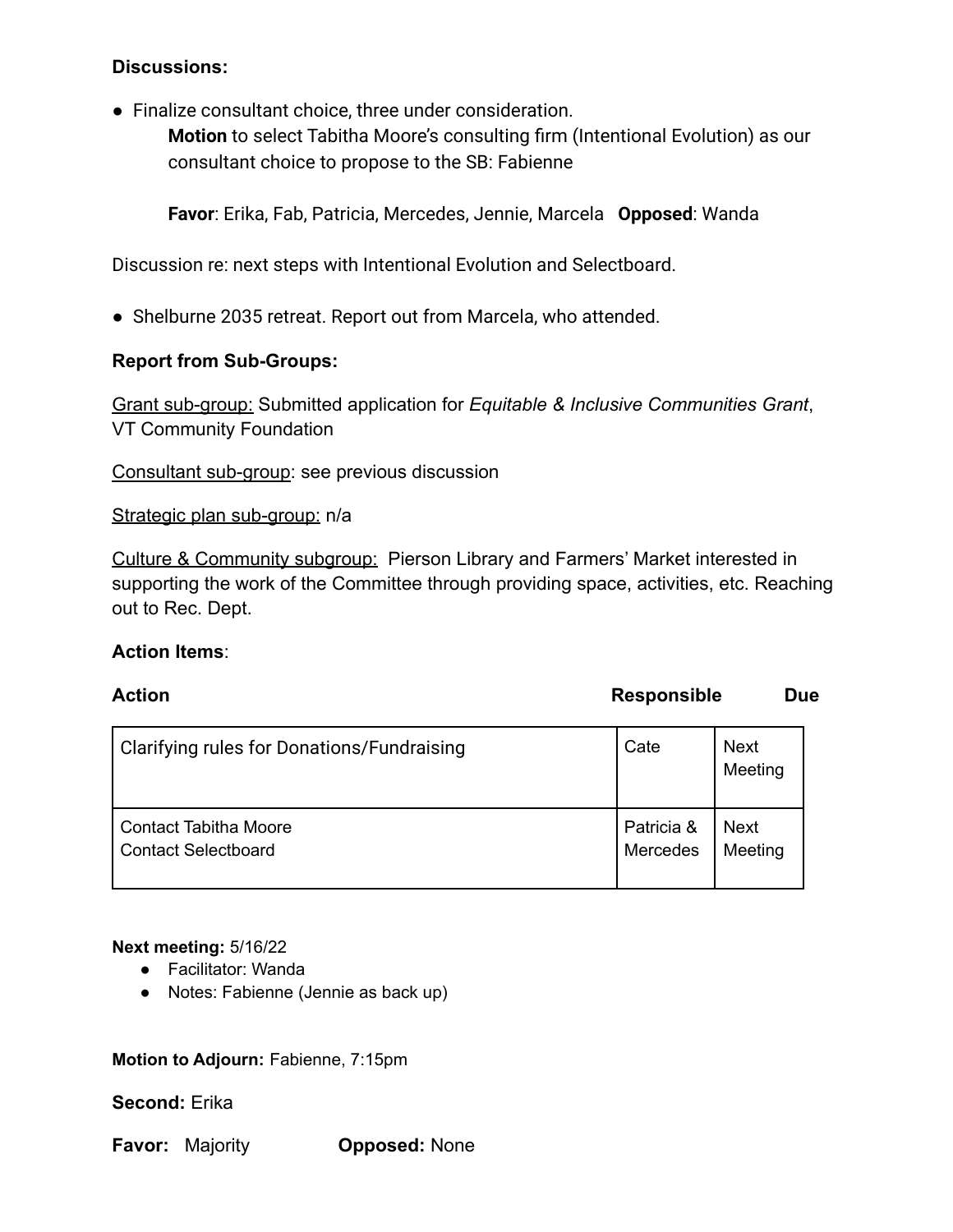**Discussions:**

- Finalize consultant choice, three under consideration.

  **Motion** to select Tabitha Moore's consulting firm (Intentional Evolution) as our consultant choice to propose to the SB: Fabienne

  **Favor**: Erika, Fab, Patricia, Mercedes, Jennie, Marcela **Opposed**: Wanda

Discussion re: next steps with Intentional Evolution and Selectboard.

- Shelburne 2035 retreat. Report out from Marcela, who attended.

**Report from Sub-Groups:**

Grant sub-group: Submitted application for *Equitable & Inclusive Communities Grant*, VT Community Foundation

Consultant sub-group: see previous discussion

Strategic plan sub-group: n/a

Culture & Community subgroup: Pierson Library and Farmers' Market interested in supporting the work of the Committee through providing space, activities, etc. Reaching out to Rec. Dept.

**Action Items**:

| **Action** | **Responsible** | **Due** |
|---|---|---|
| Clarifying rules for Donations/Fundraising | Cate | Next Meeting |
| Contact Tabitha Moore<br>Contact Selectboard | Patricia & Mercedes | Next Meeting |

**Next meeting:** 5/16/22

- Facilitator: Wanda
- Notes: Fabienne (Jennie as back up)

**Motion to Adjourn:** Fabienne, 7:15pm

**Second:** Erika

**Favor:** Majority **Opposed:** None